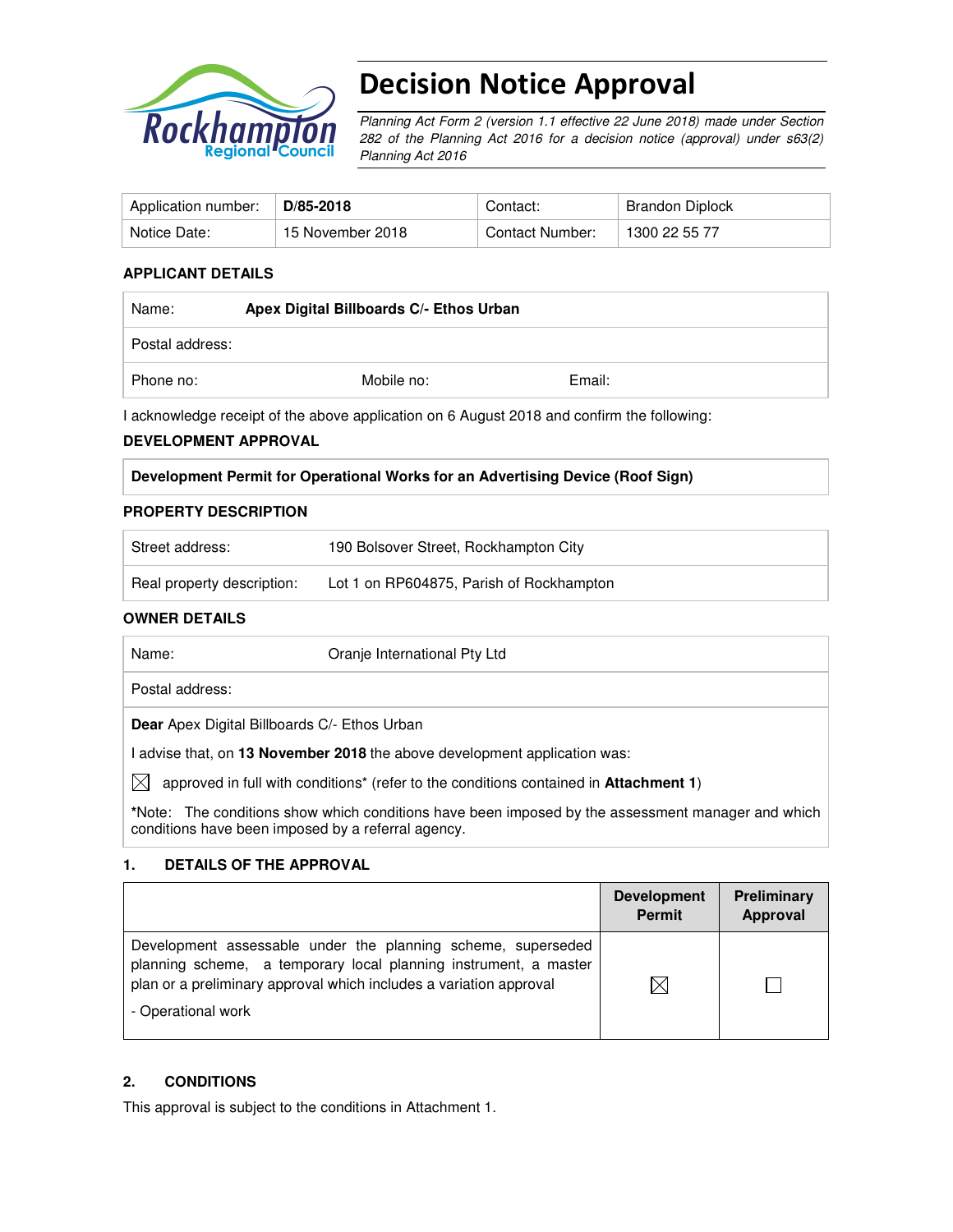# Decision Notice Approval

*Planning Act Form 2 (version 1.1 effective 22 June 2018) made under Section 282 of the Planning Act 2016 for a decision notice (approval) under s63(2) Planning Act 2016*

| Application number: | **D/85-2018** | Contact: | Brandon Diplock |
|---|---|---|---|
| Notice Date: | 15 November 2018 | Contact Number: | 1300 22 55 77 |

## APPLICANT DETAILS

| Name: | **Apex Digital Billboards C/- Ethos Urban** | |
|---|---|---|
| Postal address: | | |
| Phone no: | Mobile no: | Email: |

I acknowledge receipt of the above application on 6 August 2018 and confirm the following:

## DEVELOPMENT APPROVAL

| **Development Permit for Operational Works for an Advertising Device (Roof Sign)** |
|---|

## PROPERTY DESCRIPTION

| Street address: | 190 Bolsover Street, Rockhampton City |
|---|---|
| Real property description: | Lot 1 on RP604875, Parish of Rockhampton |

## OWNER DETAILS

| Name: | Oranje International Pty Ltd |
|---|---|
| Postal address: | |

**Dear** Apex Digital Billboards C/- Ethos Urban

I advise that, on **13 November 2018** the above development application was:

☒ approved in full with conditions* (refer to the conditions contained in **Attachment 1**)

***Note:** The conditions show which conditions have been imposed by the assessment manager and which conditions have been imposed by a referral agency.

## 1. DETAILS OF THE APPROVAL

| | Development Permit | Preliminary Approval |
|---|---|---|
| Development assessable under the planning scheme, superseded planning scheme, a temporary local planning instrument, a master plan or a preliminary approval which includes a variation approval<br>- Operational work | ☒ | ☐ |

## 2. CONDITIONS

This approval is subject to the conditions in Attachment 1.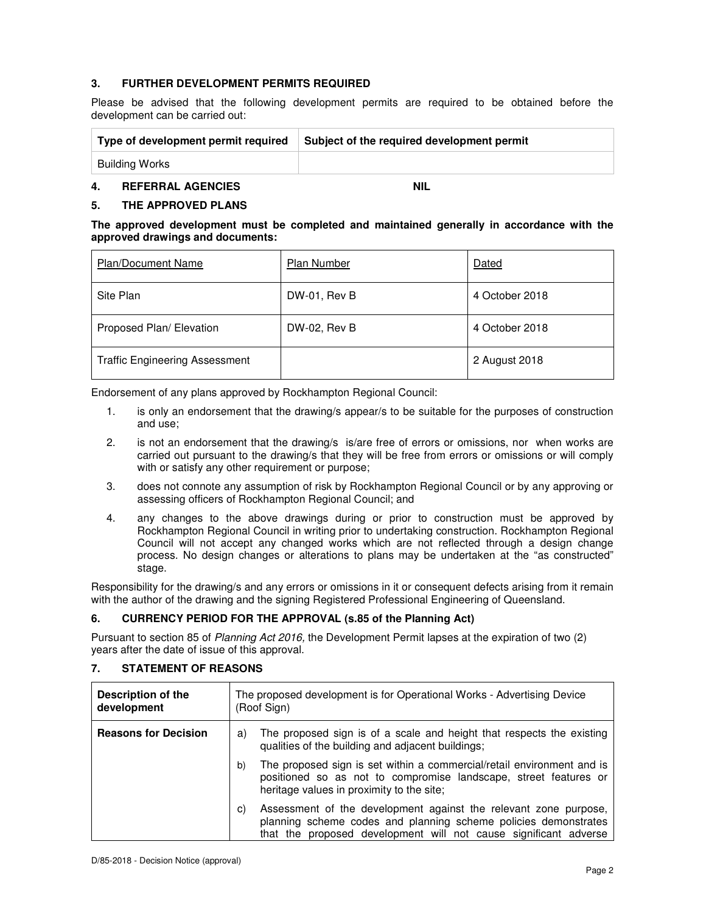### 3. FURTHER DEVELOPMENT PERMITS REQUIRED

Please be advised that the following development permits are required to be obtained before the development can be carried out:

| Type of development permit required | Subject of the required development permit |
|---|---|
| Building Works | |

### 4. REFERRAL AGENCIES NIL

### 5. THE APPROVED PLANS

**The approved development must be completed and maintained generally in accordance with the approved drawings and documents:**

| Plan/Document Name | Plan Number | Dated |
|---|---|---|
| Site Plan | DW-01, Rev B | 4 October 2018 |
| Proposed Plan/ Elevation | DW-02, Rev B | 4 October 2018 |
| Traffic Engineering Assessment | | 2 August 2018 |

Endorsement of any plans approved by Rockhampton Regional Council:

1. is only an endorsement that the drawing/s appear/s to be suitable for the purposes of construction and use;
2. is not an endorsement that the drawing/s is/are free of errors or omissions, nor when works are carried out pursuant to the drawing/s that they will be free from errors or omissions or will comply with or satisfy any other requirement or purpose;
3. does not connote any assumption of risk by Rockhampton Regional Council or by any approving or assessing officers of Rockhampton Regional Council; and
4. any changes to the above drawings during or prior to construction must be approved by Rockhampton Regional Council in writing prior to undertaking construction. Rockhampton Regional Council will not accept any changed works which are not reflected through a design change process. No design changes or alterations to plans may be undertaken at the "as constructed" stage.

Responsibility for the drawing/s and any errors or omissions in it or consequent defects arising from it remain with the author of the drawing and the signing Registered Professional Engineering of Queensland.

### 6. CURRENCY PERIOD FOR THE APPROVAL (s.85 of the Planning Act)

Pursuant to section 85 of *Planning Act 2016,* the Development Permit lapses at the expiration of two (2) years after the date of issue of this approval.

### 7. STATEMENT OF REASONS

| Description of the development | The proposed development is for Operational Works - Advertising Device (Roof Sign) |
|---|---|
| **Reasons for Decision** | a) The proposed sign is of a scale and height that respects the existing qualities of the building and adjacent buildings;<br>b) The proposed sign is set within a commercial/retail environment and is positioned so as not to compromise landscape, street features or heritage values in proximity to the site;<br>c) Assessment of the development against the relevant zone purpose, planning scheme codes and planning scheme policies demonstrates that the proposed development will not cause significant adverse |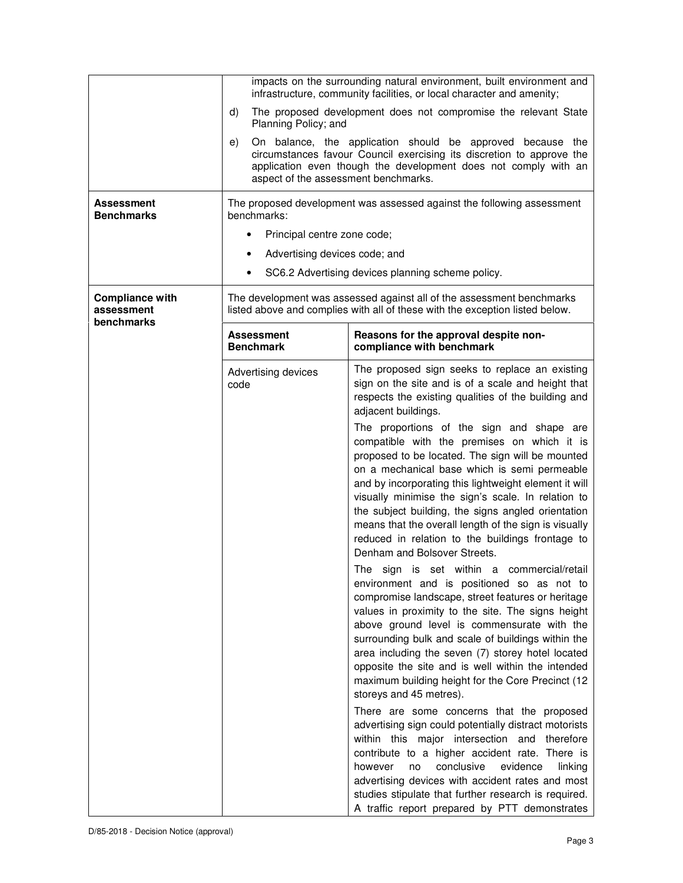| | |
|---|---|
| | impacts on the surrounding natural environment, built environment and infrastructure, community facilities, or local character and amenity;<br>d) The proposed development does not compromise the relevant State Planning Policy; and<br>e) On balance, the application should be approved because the circumstances favour Council exercising its discretion to approve the application even though the development does not comply with an aspect of the assessment benchmarks. |
| **Assessment Benchmarks** | The proposed development was assessed against the following assessment benchmarks:<br>• Principal centre zone code;<br>• Advertising devices code; and<br>• SC6.2 Advertising devices planning scheme policy. |
| **Compliance with assessment benchmarks** | The development was assessed against all of the assessment benchmarks listed above and complies with all of these with the exception listed below. |

| **Assessment Benchmark** | **Reasons for the approval despite non-compliance with benchmark** |
|---|---|
| Advertising devices code | The proposed sign seeks to replace an existing sign on the site and is of a scale and height that respects the existing qualities of the building and adjacent buildings.<br><br>The proportions of the sign and shape are compatible with the premises on which it is proposed to be located. The sign will be mounted on a mechanical base which is semi permeable and by incorporating this lightweight element it will visually minimise the sign's scale. In relation to the subject building, the signs angled orientation means that the overall length of the sign is visually reduced in relation to the buildings frontage to Denham and Bolsover Streets.<br><br>The sign is set within a commercial/retail environment and is positioned so as not to compromise landscape, street features or heritage values in proximity to the site. The signs height above ground level is commensurate with the surrounding bulk and scale of buildings within the area including the seven (7) storey hotel located opposite the site and is well within the intended maximum building height for the Core Precinct (12 storeys and 45 metres).<br><br>There are some concerns that the proposed advertising sign could potentially distract motorists within this major intersection and therefore contribute to a higher accident rate. There is however no conclusive evidence linking advertising devices with accident rates and most studies stipulate that further research is required. A traffic report prepared by PTT demonstrates |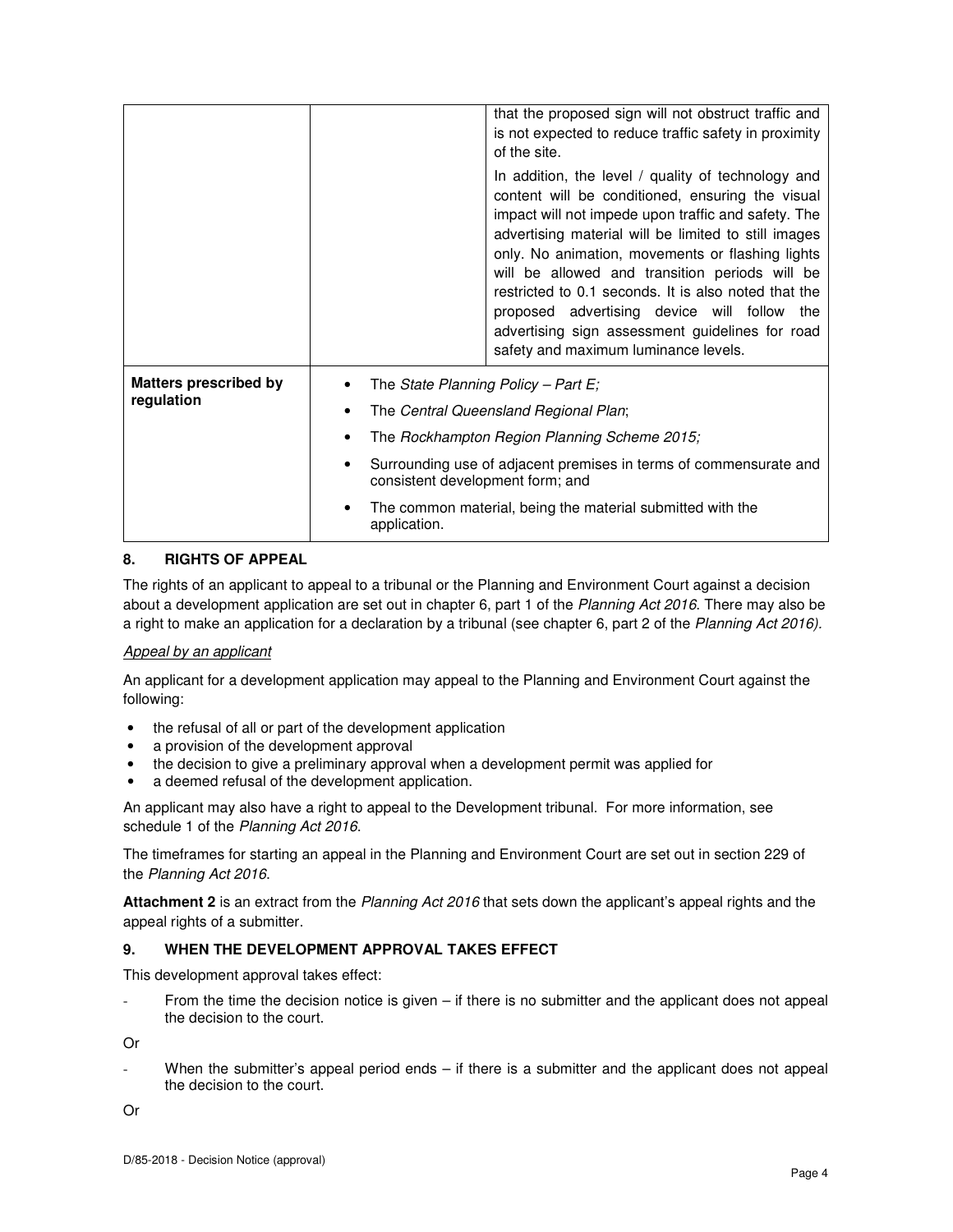| | | |
|---|---|---|
| | | that the proposed sign will not obstruct traffic and is not expected to reduce traffic safety in proximity of the site.<br><br>In addition, the level / quality of technology and content will be conditioned, ensuring the visual impact will not impede upon traffic and safety. The advertising material will be limited to still images only. No animation, movements or flashing lights will be allowed and transition periods will be restricted to 0.1 seconds. It is also noted that the proposed advertising device will follow the advertising sign assessment guidelines for road safety and maximum luminance levels. |
| **Matters prescribed by regulation** | • The *State Planning Policy – Part E;*<br>• The *Central Queensland Regional Plan*;<br>• The *Rockhampton Region Planning Scheme 2015;*<br>• Surrounding use of adjacent premises in terms of commensurate and consistent development form; and<br>• The common material, being the material submitted with the application. | |

## 8. RIGHTS OF APPEAL

The rights of an applicant to appeal to a tribunal or the Planning and Environment Court against a decision about a development application are set out in chapter 6, part 1 of the *Planning Act 2016*. There may also be a right to make an application for a declaration by a tribunal (see chapter 6, part 2 of the *Planning Act 2016).*

*Appeal by an applicant*

An applicant for a development application may appeal to the Planning and Environment Court against the following:

- the refusal of all or part of the development application
- a provision of the development approval
- the decision to give a preliminary approval when a development permit was applied for
- a deemed refusal of the development application.

An applicant may also have a right to appeal to the Development tribunal. For more information, see schedule 1 of the *Planning Act 2016*.

The timeframes for starting an appeal in the Planning and Environment Court are set out in section 229 of the *Planning Act 2016*.

**Attachment 2** is an extract from the *Planning Act 2016* that sets down the applicant's appeal rights and the appeal rights of a submitter.

## 9. WHEN THE DEVELOPMENT APPROVAL TAKES EFFECT

This development approval takes effect:

- From the time the decision notice is given – if there is no submitter and the applicant does not appeal the decision to the court.

Or

- When the submitter's appeal period ends – if there is a submitter and the applicant does not appeal the decision to the court.

Or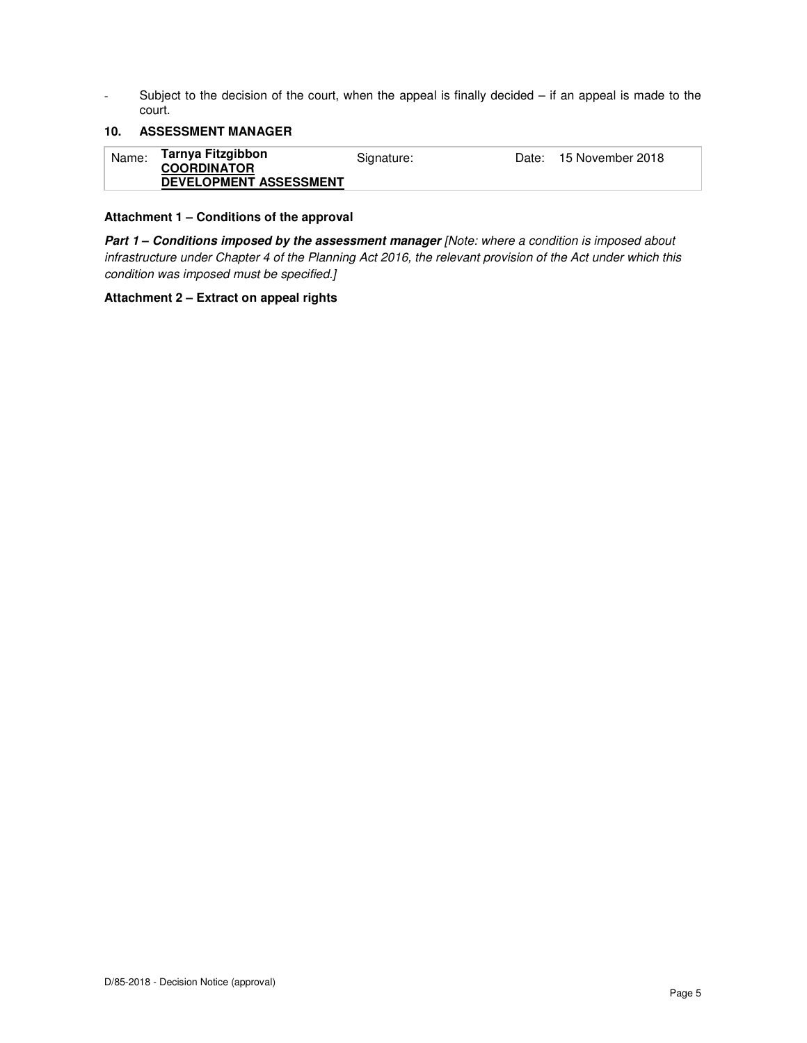- Subject to the decision of the court, when the appeal is finally decided – if an appeal is made to the court.

### 10. ASSESSMENT MANAGER

| Name: | **Tarnya Fitzgibbon** **COORDINATOR DEVELOPMENT ASSESSMENT** | Signature: | Date: 15 November 2018 |
|---|---|---|---|

**Attachment 1 – Conditions of the approval**

***Part 1 – Conditions imposed by the assessment manager*** *[Note: where a condition is imposed about infrastructure under Chapter 4 of the Planning Act 2016, the relevant provision of the Act under which this condition was imposed must be specified.]*

**Attachment 2 – Extract on appeal rights**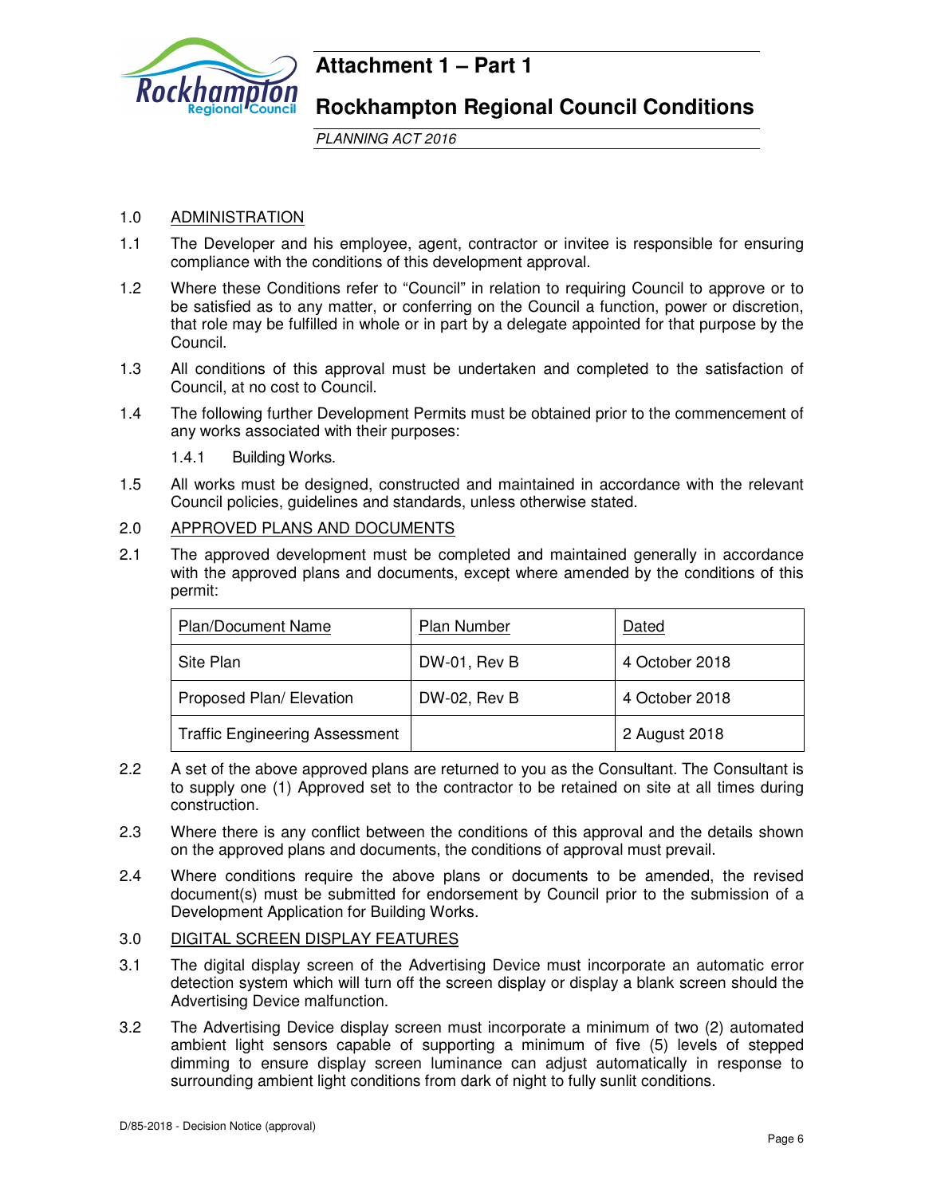# Attachment 1 – Part 1

## Rockhampton Regional Council Conditions

*PLANNING ACT 2016*

1.0 ADMINISTRATION

1.1 The Developer and his employee, agent, contractor or invitee is responsible for ensuring compliance with the conditions of this development approval.

1.2 Where these Conditions refer to “Council” in relation to requiring Council to approve or to be satisfied as to any matter, or conferring on the Council a function, power or discretion, that role may be fulfilled in whole or in part by a delegate appointed for that purpose by the Council.

1.3 All conditions of this approval must be undertaken and completed to the satisfaction of Council, at no cost to Council.

1.4 The following further Development Permits must be obtained prior to the commencement of any works associated with their purposes:

1.4.1 Building Works.

1.5 All works must be designed, constructed and maintained in accordance with the relevant Council policies, guidelines and standards, unless otherwise stated.

2.0 APPROVED PLANS AND DOCUMENTS

2.1 The approved development must be completed and maintained generally in accordance with the approved plans and documents, except where amended by the conditions of this permit:

| Plan/Document Name | Plan Number | Dated |
|---|---|---|
| Site Plan | DW-01, Rev B | 4 October 2018 |
| Proposed Plan/ Elevation | DW-02, Rev B | 4 October 2018 |
| Traffic Engineering Assessment | | 2 August 2018 |

2.2 A set of the above approved plans are returned to you as the Consultant. The Consultant is to supply one (1) Approved set to the contractor to be retained on site at all times during construction.

2.3 Where there is any conflict between the conditions of this approval and the details shown on the approved plans and documents, the conditions of approval must prevail.

2.4 Where conditions require the above plans or documents to be amended, the revised document(s) must be submitted for endorsement by Council prior to the submission of a Development Application for Building Works.

3.0 DIGITAL SCREEN DISPLAY FEATURES

3.1 The digital display screen of the Advertising Device must incorporate an automatic error detection system which will turn off the screen display or display a blank screen should the Advertising Device malfunction.

3.2 The Advertising Device display screen must incorporate a minimum of two (2) automated ambient light sensors capable of supporting a minimum of five (5) levels of stepped dimming to ensure display screen luminance can adjust automatically in response to surrounding ambient light conditions from dark of night to fully sunlit conditions.

D/85-2018 - Decision Notice (approval)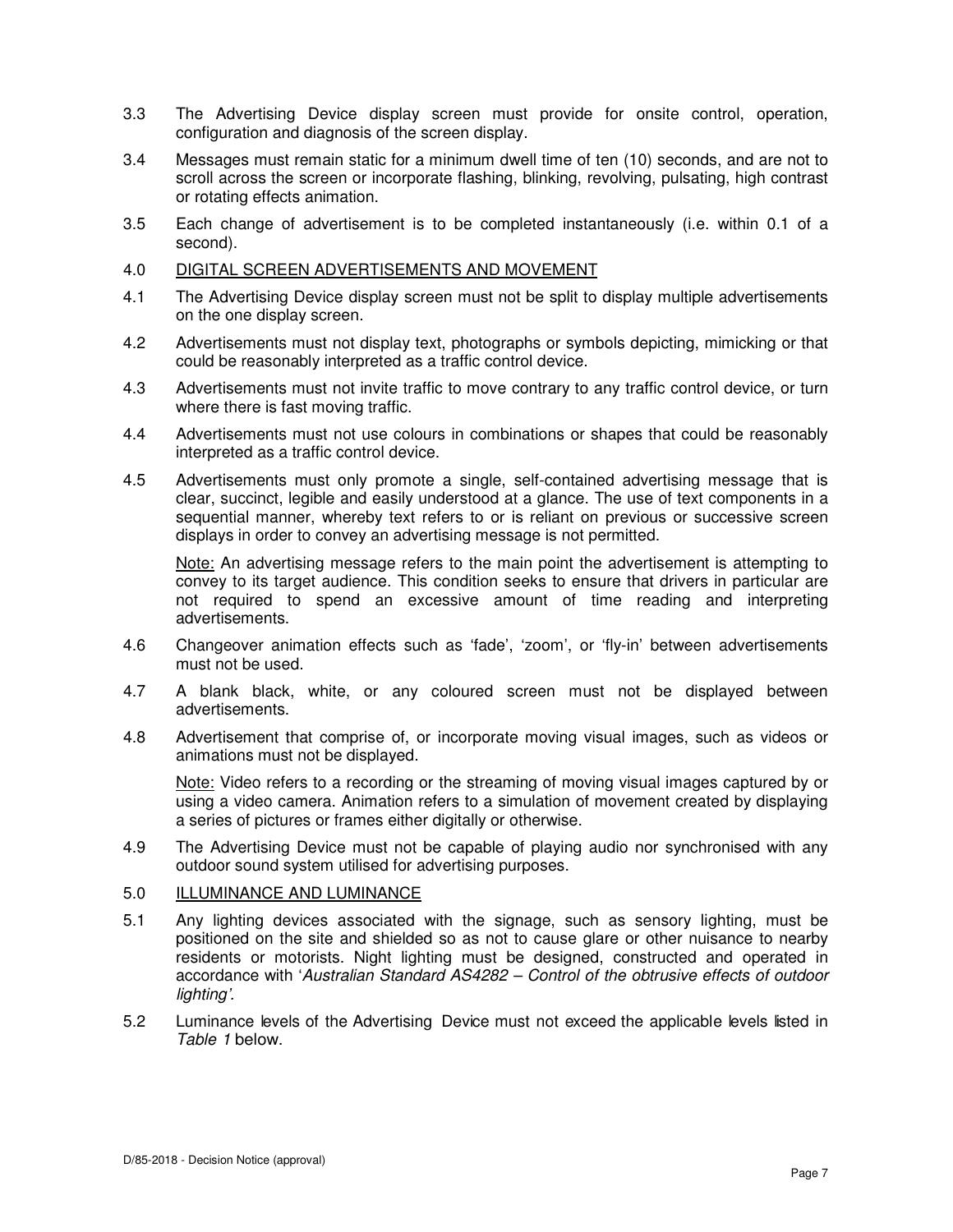3.3 The Advertising Device display screen must provide for onsite control, operation, configuration and diagnosis of the screen display.

3.4 Messages must remain static for a minimum dwell time of ten (10) seconds, and are not to scroll across the screen or incorporate flashing, blinking, revolving, pulsating, high contrast or rotating effects animation.

3.5 Each change of advertisement is to be completed instantaneously (i.e. within 0.1 of a second).

4.0 <u>DIGITAL SCREEN ADVERTISEMENTS AND MOVEMENT</u>

4.1 The Advertising Device display screen must not be split to display multiple advertisements on the one display screen.

4.2 Advertisements must not display text, photographs or symbols depicting, mimicking or that could be reasonably interpreted as a traffic control device.

4.3 Advertisements must not invite traffic to move contrary to any traffic control device, or turn where there is fast moving traffic.

4.4 Advertisements must not use colours in combinations or shapes that could be reasonably interpreted as a traffic control device.

4.5 Advertisements must only promote a single, self-contained advertising message that is clear, succinct, legible and easily understood at a glance. The use of text components in a sequential manner, whereby text refers to or is reliant on previous or successive screen displays in order to convey an advertising message is not permitted.

<u>Note:</u> An advertising message refers to the main point the advertisement is attempting to convey to its target audience. This condition seeks to ensure that drivers in particular are not required to spend an excessive amount of time reading and interpreting advertisements.

4.6 Changeover animation effects such as 'fade', 'zoom', or 'fly-in' between advertisements must not be used.

4.7 A blank black, white, or any coloured screen must not be displayed between advertisements.

4.8 Advertisement that comprise of, or incorporate moving visual images, such as videos or animations must not be displayed.

<u>Note:</u> Video refers to a recording or the streaming of moving visual images captured by or using a video camera. Animation refers to a simulation of movement created by displaying a series of pictures or frames either digitally or otherwise.

4.9 The Advertising Device must not be capable of playing audio nor synchronised with any outdoor sound system utilised for advertising purposes.

5.0 <u>ILLUMINANCE AND LUMINANCE</u>

5.1 Any lighting devices associated with the signage, such as sensory lighting, must be positioned on the site and shielded so as not to cause glare or other nuisance to nearby residents or motorists. Night lighting must be designed, constructed and operated in accordance with '*Australian Standard AS4282 – Control of the obtrusive effects of outdoor lighting'.*

5.2 Luminance levels of the Advertising Device must not exceed the applicable levels listed in *Table 1* below.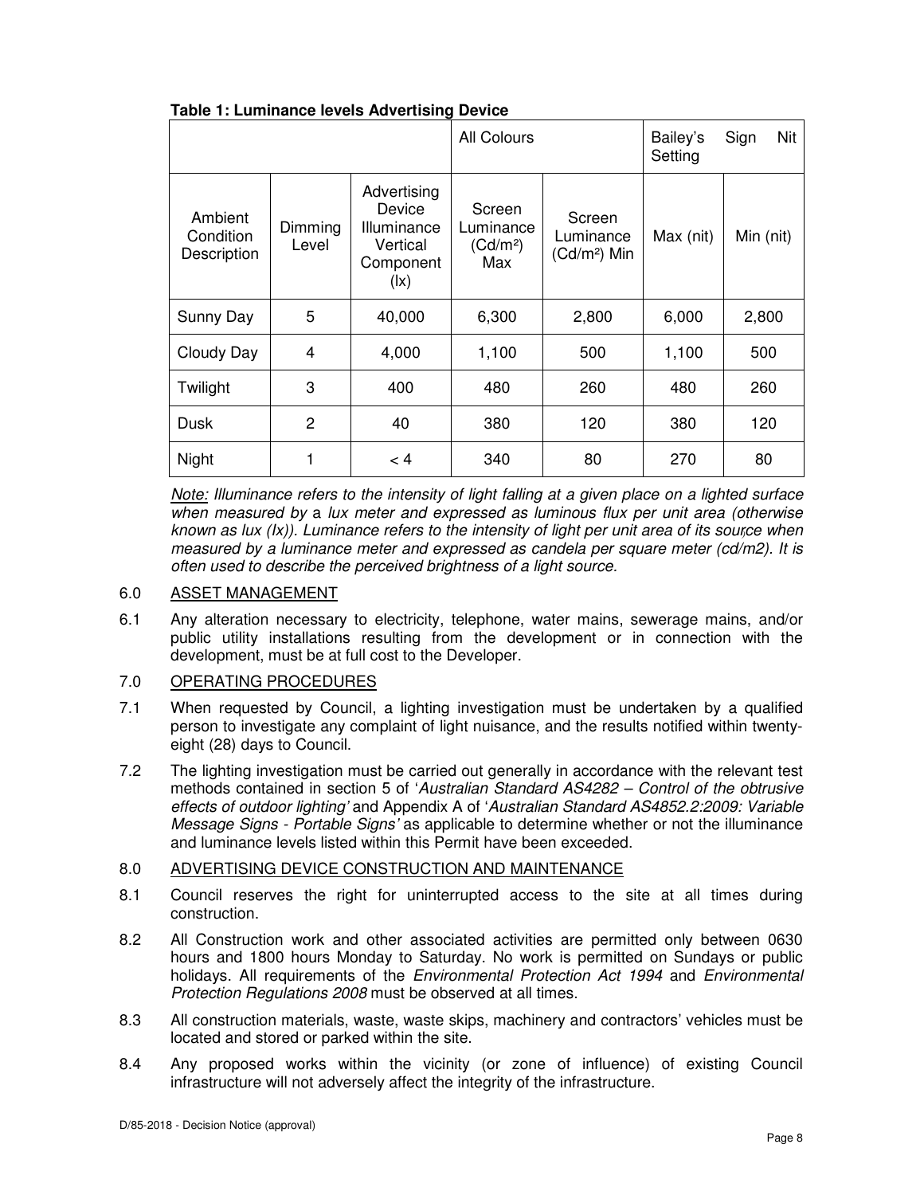**Table 1: Luminance levels Advertising Device**

| | | | All Colours | | Bailey's Sign Nit Setting | |
|---|---|---|---|---|---|---|
| Ambient Condition Description | Dimming Level | Advertising Device Illuminance Vertical Component (lx) | Screen Luminance (Cd/m²) Max | Screen Luminance (Cd/m²) Min | Max (nit) | Min (nit) |
| Sunny Day | 5 | 40,000 | 6,300 | 2,800 | 6,000 | 2,800 |
| Cloudy Day | 4 | 4,000 | 1,100 | 500 | 1,100 | 500 |
| Twilight | 3 | 400 | 480 | 260 | 480 | 260 |
| Dusk | 2 | 40 | 380 | 120 | 380 | 120 |
| Night | 1 | < 4 | 340 | 80 | 270 | 80 |

*Note: Illuminance refers to the intensity of light falling at a given place on a lighted surface when measured by* a *lux meter and expressed as luminous flux per unit area (otherwise known as lux (lx)). Luminance refers to the intensity of light per unit area of its source when measured by a luminance meter and expressed as candela per square meter (cd/m2). It is often used to describe the perceived brightness of a light source.*

6.0 ASSET MANAGEMENT

6.1 Any alteration necessary to electricity, telephone, water mains, sewerage mains, and/or public utility installations resulting from the development or in connection with the development, must be at full cost to the Developer.

7.0 OPERATING PROCEDURES

7.1 When requested by Council, a lighting investigation must be undertaken by a qualified person to investigate any complaint of light nuisance, and the results notified within twenty-eight (28) days to Council.

7.2 The lighting investigation must be carried out generally in accordance with the relevant test methods contained in section 5 of '*Australian Standard AS4282 – Control of the obtrusive effects of outdoor lighting'* and Appendix A of '*Australian Standard AS4852.2:2009: Variable Message Signs - Portable Signs'* as applicable to determine whether or not the illuminance and luminance levels listed within this Permit have been exceeded.

8.0 ADVERTISING DEVICE CONSTRUCTION AND MAINTENANCE

8.1 Council reserves the right for uninterrupted access to the site at all times during construction.

8.2 All Construction work and other associated activities are permitted only between 0630 hours and 1800 hours Monday to Saturday. No work is permitted on Sundays or public holidays. All requirements of the *Environmental Protection Act 1994* and *Environmental Protection Regulations 2008* must be observed at all times.

8.3 All construction materials, waste, waste skips, machinery and contractors' vehicles must be located and stored or parked within the site.

8.4 Any proposed works within the vicinity (or zone of influence) of existing Council infrastructure will not adversely affect the integrity of the infrastructure.

D/85-2018 - Decision Notice (approval)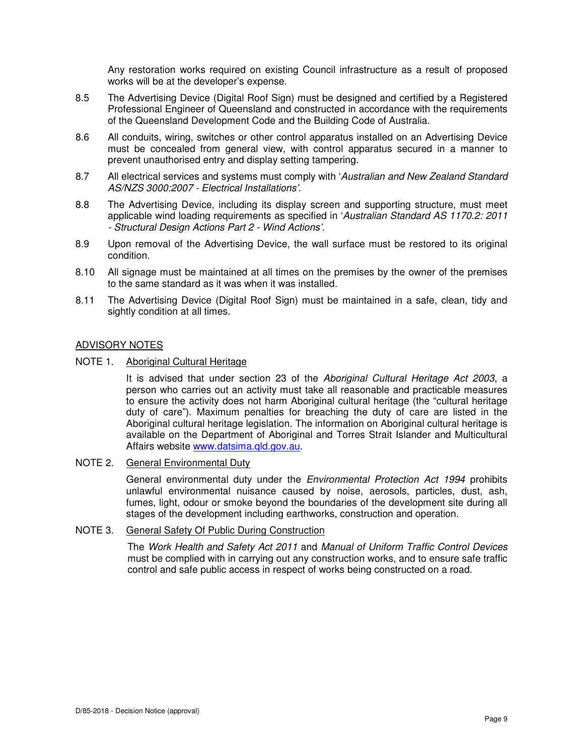Any restoration works required on existing Council infrastructure as a result of proposed works will be at the developer's expense.

8.5 The Advertising Device (Digital Roof Sign) must be designed and certified by a Registered Professional Engineer of Queensland and constructed in accordance with the requirements of the Queensland Development Code and the Building Code of Australia.

8.6 All conduits, wiring, switches or other control apparatus installed on an Advertising Device must be concealed from general view, with control apparatus secured in a manner to prevent unauthorised entry and display setting tampering.

8.7 All electrical services and systems must comply with '*Australian and New Zealand Standard AS/NZS 3000:2007 - Electrical Installations'.*

8.8 The Advertising Device, including its display screen and supporting structure, must meet applicable wind loading requirements as specified in '*Australian Standard AS 1170.2: 2011 - Structural Design Actions Part 2 - Wind Actions'.*

8.9 Upon removal of the Advertising Device, the wall surface must be restored to its original condition.

8.10 All signage must be maintained at all times on the premises by the owner of the premises to the same standard as it was when it was installed.

8.11 The Advertising Device (Digital Roof Sign) must be maintained in a safe, clean, tidy and sightly condition at all times.

## ADVISORY NOTES

NOTE 1. Aboriginal Cultural Heritage

It is advised that under section 23 of the *Aboriginal Cultural Heritage Act 2003*, a person who carries out an activity must take all reasonable and practicable measures to ensure the activity does not harm Aboriginal cultural heritage (the "cultural heritage duty of care"). Maximum penalties for breaching the duty of care are listed in the Aboriginal cultural heritage legislation. The information on Aboriginal cultural heritage is available on the Department of Aboriginal and Torres Strait Islander and Multicultural Affairs website www.datsima.qld.gov.au.

NOTE 2. General Environmental Duty

General environmental duty under the *Environmental Protection Act 1994* prohibits unlawful environmental nuisance caused by noise, aerosols, particles, dust, ash, fumes, light, odour or smoke beyond the boundaries of the development site during all stages of the development including earthworks, construction and operation.

NOTE 3. General Safety Of Public During Construction

The *Work Health and Safety Act 2011* and *Manual of Uniform Traffic Control Devices* must be complied with in carrying out any construction works, and to ensure safe traffic control and safe public access in respect of works being constructed on a road.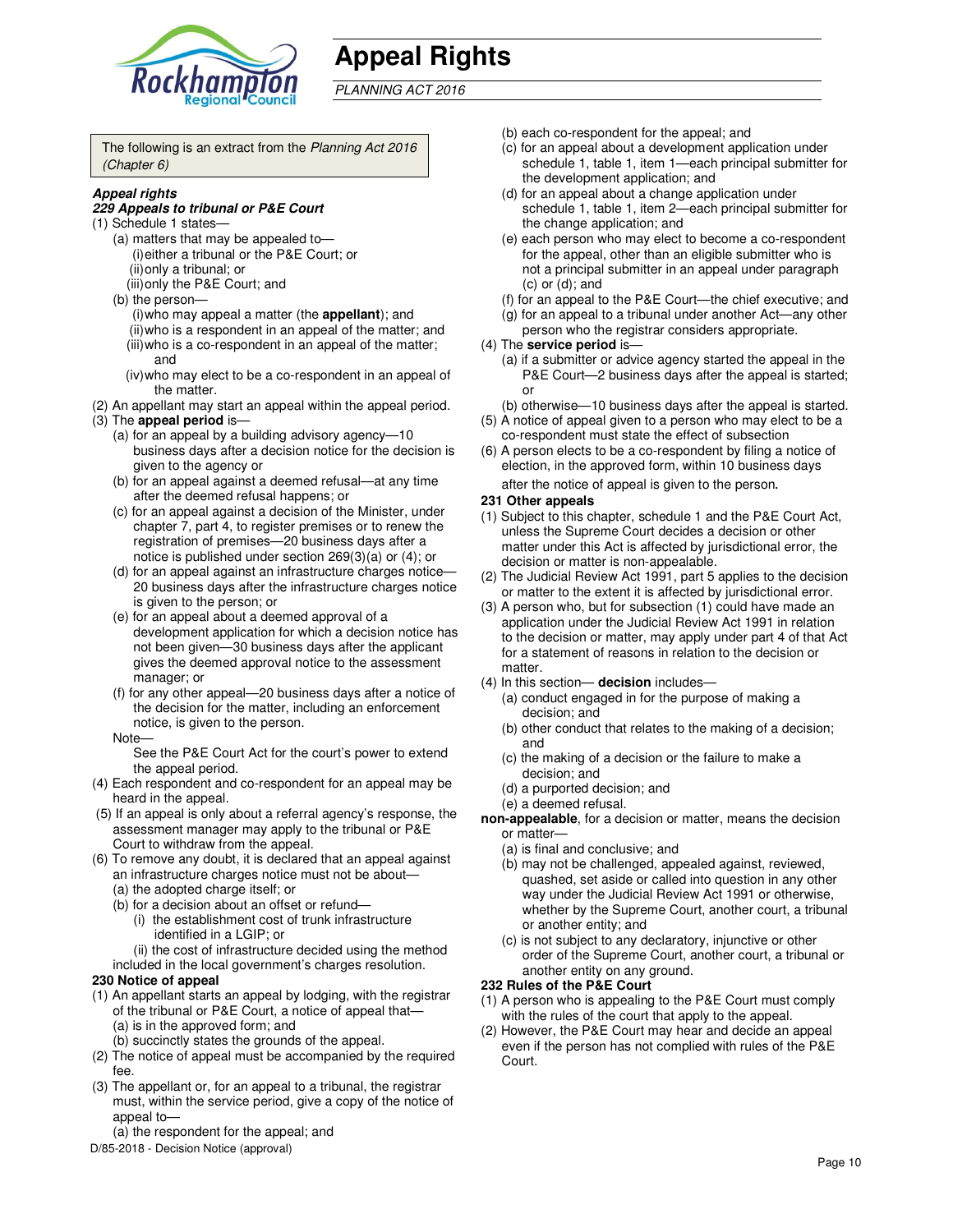# Appeal Rights

*PLANNING ACT 2016*

The following is an extract from the *Planning Act 2016 (Chapter 6)*

***Appeal rights***

***229 Appeals to tribunal or P&E Court***

(1) Schedule 1 states—

(a) matters that may be appealed to—

(i) either a tribunal or the P&E Court; or

(ii) only a tribunal; or

(iii) only the P&E Court; and

(b) the person—

(i) who may appeal a matter (the **appellant**); and

(ii) who is a respondent in an appeal of the matter; and

(iii) who is a co-respondent in an appeal of the matter; and

(iv) who may elect to be a co-respondent in an appeal of the matter.

(2) An appellant may start an appeal within the appeal period.

(3) The **appeal period** is—

(a) for an appeal by a building advisory agency—10 business days after a decision notice for the decision is given to the agency or

(b) for an appeal against a deemed refusal—at any time after the deemed refusal happens; or

(c) for an appeal against a decision of the Minister, under chapter 7, part 4, to register premises or to renew the registration of premises—20 business days after a notice is published under section 269(3)(a) or (4); or

(d) for an appeal against an infrastructure charges notice—20 business days after the infrastructure charges notice is given to the person; or

(e) for an appeal about a deemed approval of a development application for which a decision notice has not been given—30 business days after the applicant gives the deemed approval notice to the assessment manager; or

(f) for any other appeal—20 business days after a notice of the decision for the matter, including an enforcement notice, is given to the person.

Note—

See the P&E Court Act for the court's power to extend the appeal period.

(4) Each respondent and co-respondent for an appeal may be heard in the appeal.

(5) If an appeal is only about a referral agency's response, the assessment manager may apply to the tribunal or P&E Court to withdraw from the appeal.

(6) To remove any doubt, it is declared that an appeal against an infrastructure charges notice must not be about—

(a) the adopted charge itself; or

(b) for a decision about an offset or refund—

(i) the establishment cost of trunk infrastructure identified in a LGIP; or

(ii) the cost of infrastructure decided using the method included in the local government's charges resolution.

**230 Notice of appeal**

(1) An appellant starts an appeal by lodging, with the registrar of the tribunal or P&E Court, a notice of appeal that—

(a) is in the approved form; and

(b) succinctly states the grounds of the appeal.

(2) The notice of appeal must be accompanied by the required fee.

(3) The appellant or, for an appeal to a tribunal, the registrar must, within the service period, give a copy of the notice of appeal to—

(a) the respondent for the appeal; and

(b) each co-respondent for the appeal; and

(c) for an appeal about a development application under schedule 1, table 1, item 1—each principal submitter for the development application; and

(d) for an appeal about a change application under schedule 1, table 1, item 2—each principal submitter for the change application; and

(e) each person who may elect to become a co-respondent for the appeal, other than an eligible submitter who is not a principal submitter in an appeal under paragraph (c) or (d); and

(f) for an appeal to the P&E Court—the chief executive; and

(g) for an appeal to a tribunal under another Act—any other person who the registrar considers appropriate.

(4) The **service period** is—

(a) if a submitter or advice agency started the appeal in the P&E Court—2 business days after the appeal is started; or

(b) otherwise—10 business days after the appeal is started.

(5) A notice of appeal given to a person who may elect to be a co-respondent must state the effect of subsection

(6) A person elects to be a co-respondent by filing a notice of election, in the approved form, within 10 business days after the notice of appeal is given to the person**.**

**231 Other appeals**

(1) Subject to this chapter, schedule 1 and the P&E Court Act, unless the Supreme Court decides a decision or other matter under this Act is affected by jurisdictional error, the decision or matter is non-appealable.

(2) The Judicial Review Act 1991, part 5 applies to the decision or matter to the extent it is affected by jurisdictional error.

(3) A person who, but for subsection (1) could have made an application under the Judicial Review Act 1991 in relation to the decision or matter, may apply under part 4 of that Act for a statement of reasons in relation to the decision or matter.

(4) In this section— **decision** includes—

(a) conduct engaged in for the purpose of making a decision; and

(b) other conduct that relates to the making of a decision; and

(c) the making of a decision or the failure to make a decision; and

(d) a purported decision; and

(e) a deemed refusal.

**non-appealable**, for a decision or matter, means the decision or matter—

(a) is final and conclusive; and

(b) may not be challenged, appealed against, reviewed, quashed, set aside or called into question in any other way under the Judicial Review Act 1991 or otherwise, whether by the Supreme Court, another court, a tribunal or another entity; and

(c) is not subject to any declaratory, injunctive or other order of the Supreme Court, another court, a tribunal or another entity on any ground.

**232 Rules of the P&E Court**

(1) A person who is appealing to the P&E Court must comply with the rules of the court that apply to the appeal.

(2) However, the P&E Court may hear and decide an appeal even if the person has not complied with rules of the P&E Court.

D/85-2018 - Decision Notice (approval)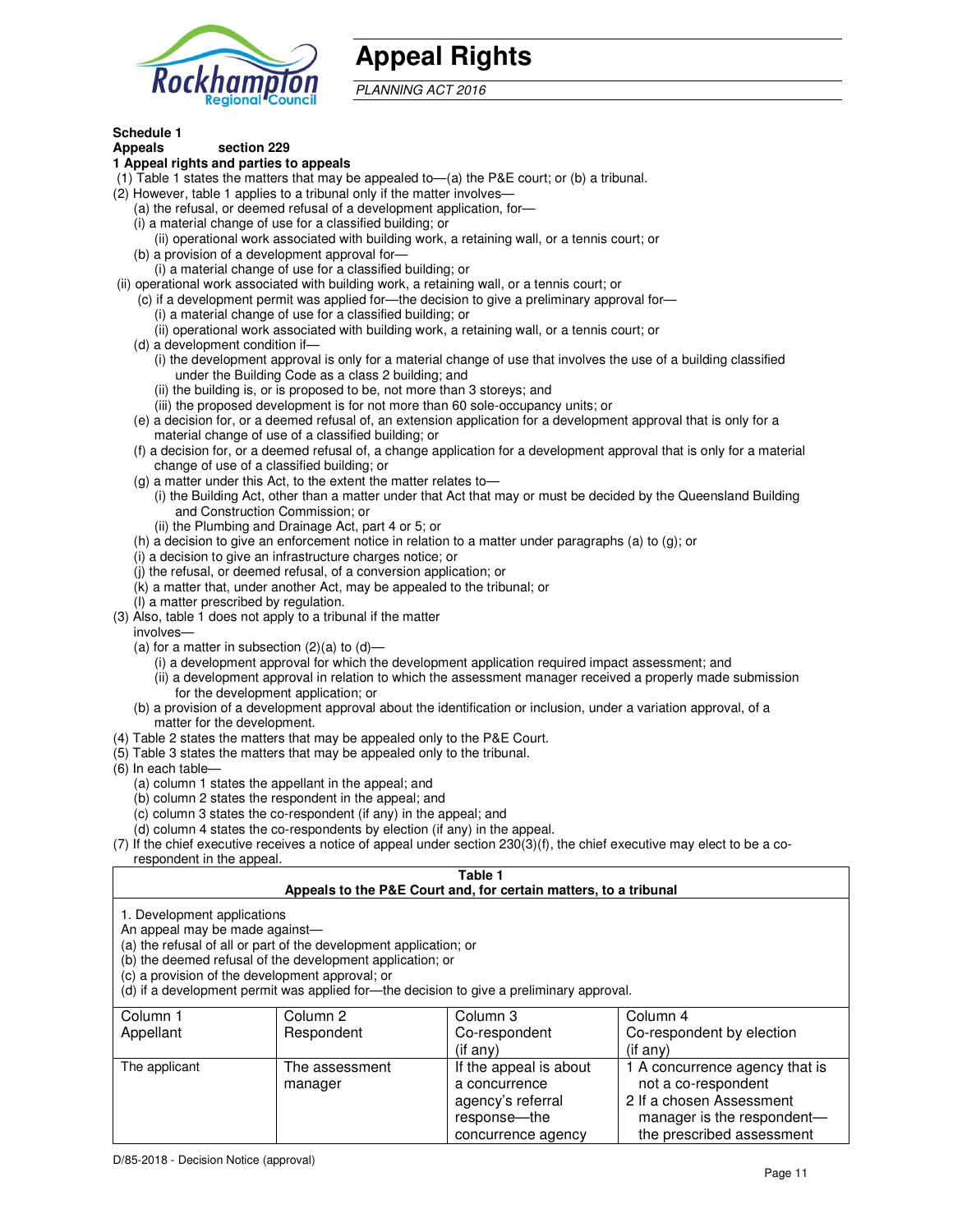# Appeal Rights

*PLANNING ACT 2016*

**Schedule 1**
**Appeals section 229**

**1 Appeal rights and parties to appeals**

(1) Table 1 states the matters that may be appealed to—(a) the P&E court; or (b) a tribunal.

(2) However, table 1 applies to a tribunal only if the matter involves—

(a) the refusal, or deemed refusal of a development application, for—

(i) a material change of use for a classified building; or

(ii) operational work associated with building work, a retaining wall, or a tennis court; or

(b) a provision of a development approval for—

(i) a material change of use for a classified building; or

(ii) operational work associated with building work, a retaining wall, or a tennis court; or

(c) if a development permit was applied for—the decision to give a preliminary approval for—

(i) a material change of use for a classified building; or

(ii) operational work associated with building work, a retaining wall, or a tennis court; or

(d) a development condition if—

(i) the development approval is only for a material change of use that involves the use of a building classified under the Building Code as a class 2 building; and

(ii) the building is, or is proposed to be, not more than 3 storeys; and

(iii) the proposed development is for not more than 60 sole-occupancy units; or

(e) a decision for, or a deemed refusal of, an extension application for a development approval that is only for a material change of use of a classified building; or

(f) a decision for, or a deemed refusal of, a change application for a development approval that is only for a material change of use of a classified building; or

(g) a matter under this Act, to the extent the matter relates to—

(i) the Building Act, other than a matter under that Act that may or must be decided by the Queensland Building and Construction Commission; or

(ii) the Plumbing and Drainage Act, part 4 or 5; or

(h) a decision to give an enforcement notice in relation to a matter under paragraphs (a) to (g); or

(i) a decision to give an infrastructure charges notice; or

(j) the refusal, or deemed refusal, of a conversion application; or

(k) a matter that, under another Act, may be appealed to the tribunal; or

(l) a matter prescribed by regulation.

(3) Also, table 1 does not apply to a tribunal if the matter involves—

(a) for a matter in subsection (2)(a) to (d)—

(i) a development approval for which the development application required impact assessment; and

(ii) a development approval in relation to which the assessment manager received a properly made submission for the development application; or

(b) a provision of a development approval about the identification or inclusion, under a variation approval, of a matter for the development.

(4) Table 2 states the matters that may be appealed only to the P&E Court.

(5) Table 3 states the matters that may be appealed only to the tribunal.

(6) In each table—

(a) column 1 states the appellant in the appeal; and

(b) column 2 states the respondent in the appeal; and

(c) column 3 states the co-respondent (if any) in the appeal; and

(d) column 4 states the co-respondents by election (if any) in the appeal.

(7) If the chief executive receives a notice of appeal under section 230(3)(f), the chief executive may elect to be a co-respondent in the appeal.

**Table 1**
**Appeals to the P&E Court and, for certain matters, to a tribunal**

1. Development applications

An appeal may be made against—

(a) the refusal of all or part of the development application; or

(b) the deemed refusal of the development application; or

(c) a provision of the development approval; or

(d) if a development permit was applied for—the decision to give a preliminary approval.

| Column 1 Appellant | Column 2 Respondent | Column 3 Co-respondent (if any) | Column 4 Co-respondent by election (if any) |
|---|---|---|---|
| The applicant | The assessment manager | If the appeal is about a concurrence agency's referral response—the concurrence agency | 1 A concurrence agency that is not a co-respondent<br>2 If a chosen Assessment manager is the respondent—the prescribed assessment |

D/85-2018 - Decision Notice (approval)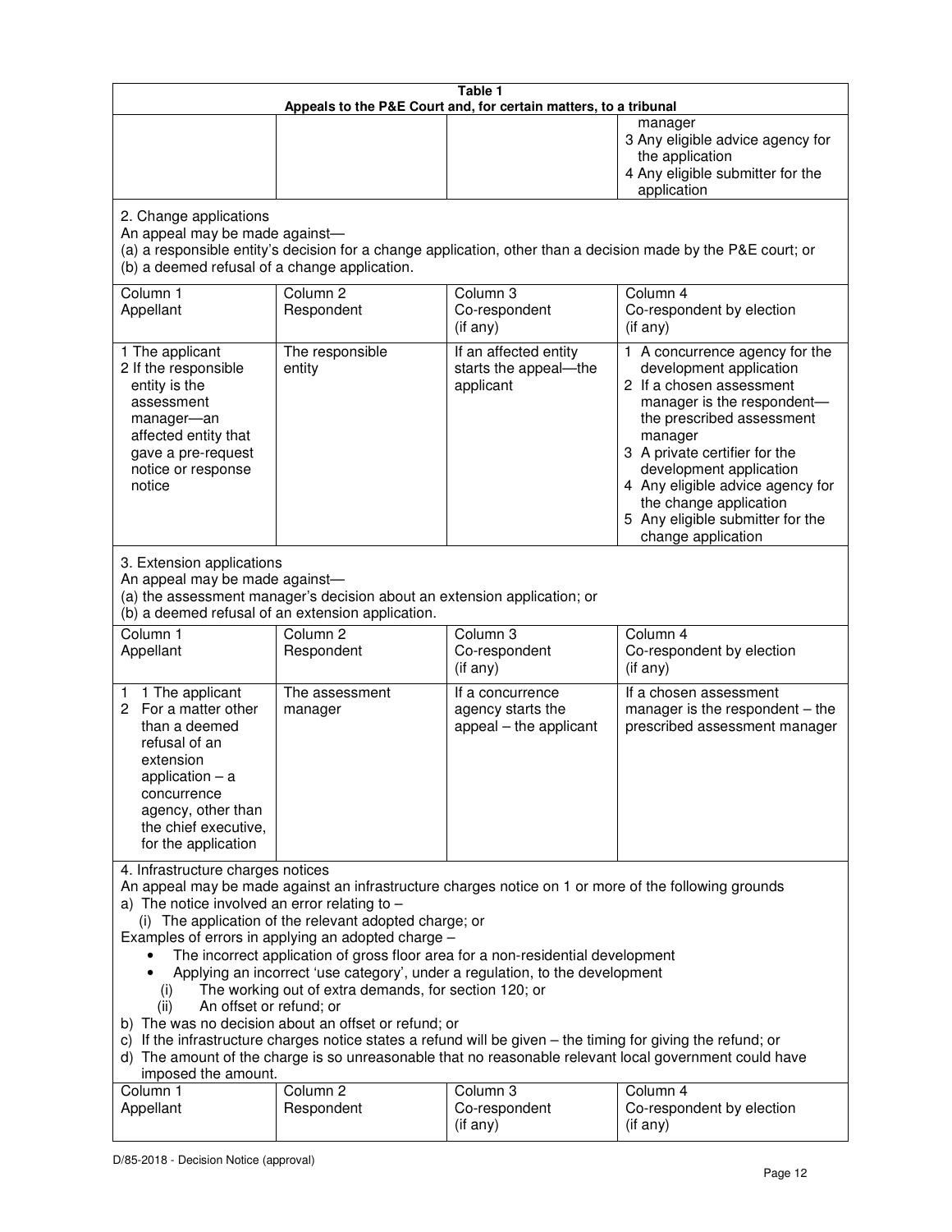**Table 1**
**Appeals to the P&E Court and, for certain matters, to a tribunal**

| | | | manager<br>3 Any eligible advice agency for the application<br>4 Any eligible submitter for the application |
|---|---|---|---|

2. Change applications
An appeal may be made against—
(a) a responsible entity's decision for a change application, other than a decision made by the P&E court; or
(b) a deemed refusal of a change application.

| Column 1<br>Appellant | Column 2<br>Respondent | Column 3<br>Co-respondent<br>(if any) | Column 4<br>Co-respondent by election<br>(if any) |
|---|---|---|---|
| 1 The applicant<br>2 If the responsible entity is the assessment manager—an affected entity that gave a pre-request notice or response notice | The responsible entity | If an affected entity starts the appeal—the applicant | 1 A concurrence agency for the development application<br>2 If a chosen assessment manager is the respondent—the prescribed assessment manager<br>3 A private certifier for the development application<br>4 Any eligible advice agency for the change application<br>5 Any eligible submitter for the change application |

3. Extension applications
An appeal may be made against—
(a) the assessment manager's decision about an extension application; or
(b) a deemed refusal of an extension application.

| Column 1<br>Appellant | Column 2<br>Respondent | Column 3<br>Co-respondent<br>(if any) | Column 4<br>Co-respondent by election<br>(if any) |
|---|---|---|---|
| 1 1 The applicant<br>2 For a matter other than a deemed refusal of an extension application – a concurrence agency, other than the chief executive, for the application | The assessment manager | If a concurrence agency starts the appeal – the applicant | If a chosen assessment manager is the respondent – the prescribed assessment manager |

4. Infrastructure charges notices
An appeal may be made against an infrastructure charges notice on 1 or more of the following grounds
a) The notice involved an error relating to –
  (i) The application of the relevant adopted charge; or
Examples of errors in applying an adopted charge –
- The incorrect application of gross floor area for a non-residential development
- Applying an incorrect 'use category', under a regulation, to the development
  (i) The working out of extra demands, for section 120; or
  (ii) An offset or refund; or
b) The was no decision about an offset or refund; or
c) If the infrastructure charges notice states a refund will be given – the timing for giving the refund; or
d) The amount of the charge is so unreasonable that no reasonable relevant local government could have imposed the amount.

| Column 1<br>Appellant | Column 2<br>Respondent | Column 3<br>Co-respondent<br>(if any) | Column 4<br>Co-respondent by election<br>(if any) |
|---|---|---|---|

D/85-2018 - Decision Notice (approval)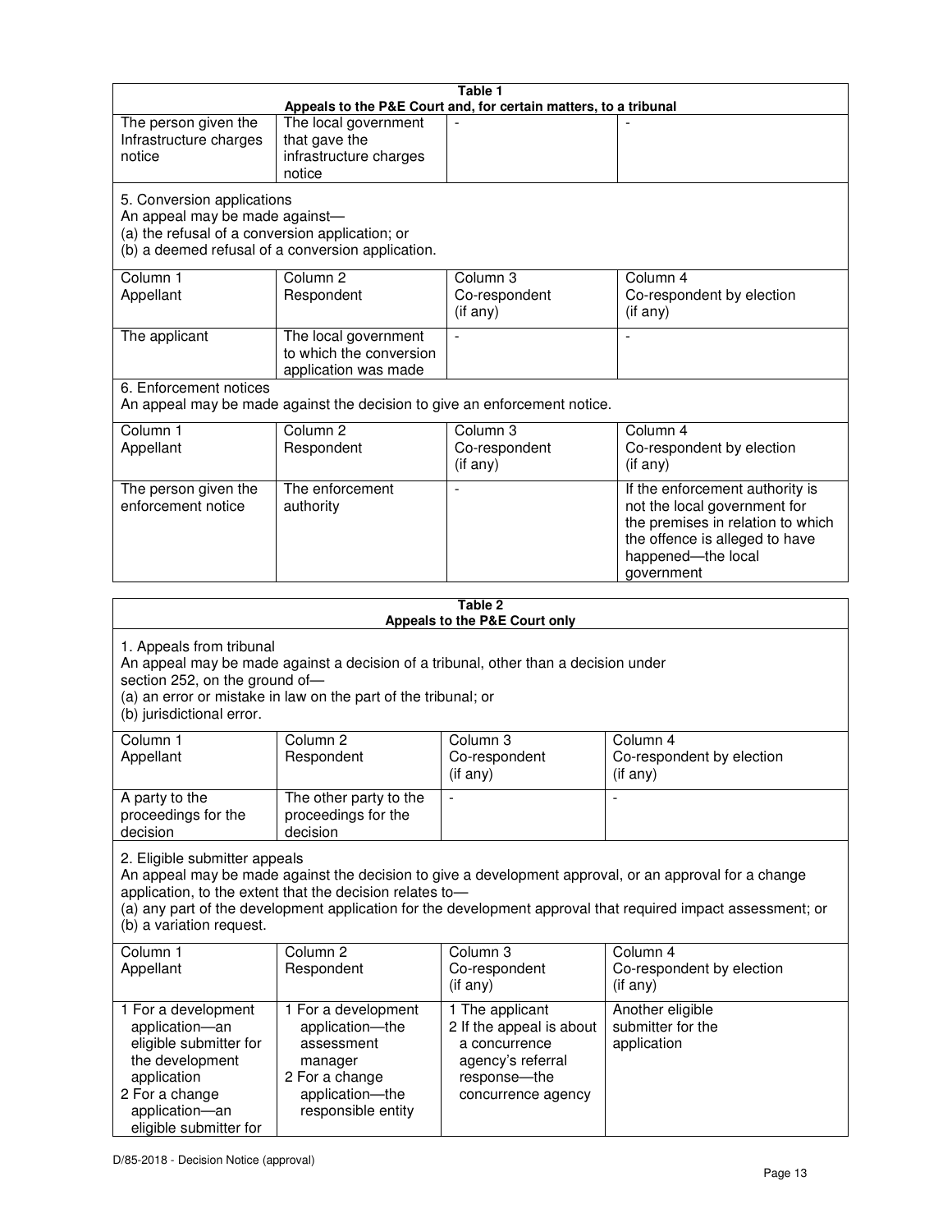**Table 1**
**Appeals to the P&E Court and, for certain matters, to a tribunal**

| | | | |
|---|---|---|---|
| The person given the Infrastructure charges notice | The local government that gave the infrastructure charges notice | - | - |
| 5. Conversion applications<br>An appeal may be made against—<br>(a) the refusal of a conversion application; or<br>(b) a deemed refusal of a conversion application. | | | |
| Column 1<br>Appellant | Column 2<br>Respondent | Column 3<br>Co-respondent<br>(if any) | Column 4<br>Co-respondent by election<br>(if any) |
| The applicant | The local government to which the conversion application was made | - | - |
| 6. Enforcement notices<br>An appeal may be made against the decision to give an enforcement notice. | | | |
| Column 1<br>Appellant | Column 2<br>Respondent | Column 3<br>Co-respondent<br>(if any) | Column 4<br>Co-respondent by election<br>(if any) |
| The person given the enforcement notice | The enforcement authority | - | If the enforcement authority is not the local government for the premises in relation to which the offence is alleged to have happened—the local government |

**Table 2**
**Appeals to the P&E Court only**

| | | | |
|---|---|---|---|
| 1. Appeals from tribunal<br>An appeal may be made against a decision of a tribunal, other than a decision under section 252, on the ground of—<br>(a) an error or mistake in law on the part of the tribunal; or<br>(b) jurisdictional error. | | | |
| Column 1<br>Appellant | Column 2<br>Respondent | Column 3<br>Co-respondent<br>(if any) | Column 4<br>Co-respondent by election<br>(if any) |
| A party to the proceedings for the decision | The other party to the proceedings for the decision | - | - |
| 2. Eligible submitter appeals<br>An appeal may be made against the decision to give a development approval, or an approval for a change application, to the extent that the decision relates to—<br>(a) any part of the development application for the development approval that required impact assessment; or<br>(b) a variation request. | | | |
| Column 1<br>Appellant | Column 2<br>Respondent | Column 3<br>Co-respondent<br>(if any) | Column 4<br>Co-respondent by election<br>(if any) |
| 1 For a development application—an eligible submitter for the development application<br>2 For a change application—an eligible submitter for | 1 For a development application—the assessment manager<br>2 For a change application—the responsible entity | 1 The applicant<br>2 If the appeal is about a concurrence agency's referral response—the concurrence agency | Another eligible submitter for the application |

D/85-2018 - Decision Notice (approval)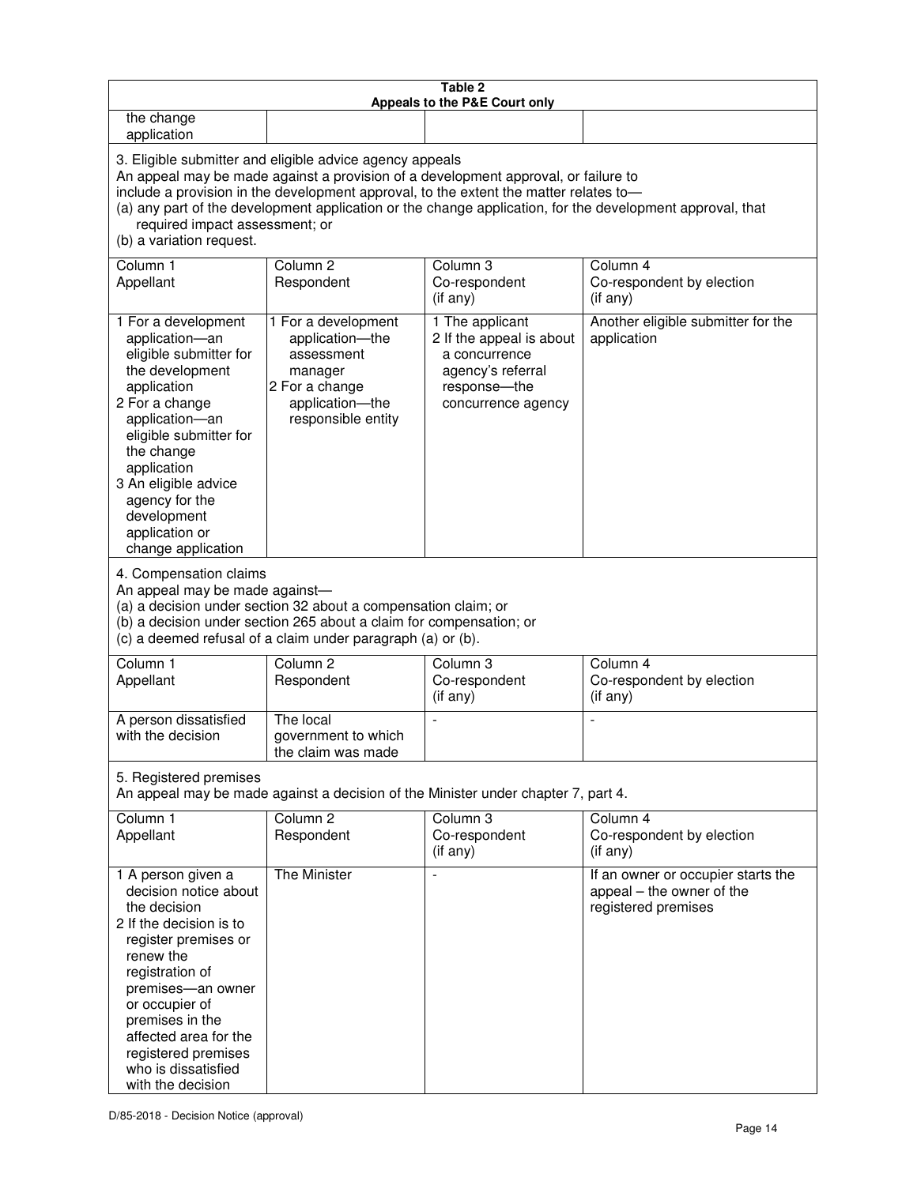**Table 2**
**Appeals to the P&E Court only**

| | | | |
|---|---|---|---|
| the change application | | | |

3. Eligible submitter and eligible advice agency appeals
An appeal may be made against a provision of a development approval, or failure to include a provision in the development approval, to the extent the matter relates to—
(a) any part of the development application or the change application, for the development approval, that required impact assessment; or
(b) a variation request.

| Column 1 Appellant | Column 2 Respondent | Column 3 Co-respondent (if any) | Column 4 Co-respondent by election (if any) |
|---|---|---|---|
| 1 For a development application—an eligible submitter for the development application<br>2 For a change application—an eligible submitter for the change application<br>3 An eligible advice agency for the development application or change application | 1 For a development application—the assessment manager<br>2 For a change application—the responsible entity | 1 The applicant<br>2 If the appeal is about a concurrence agency's referral response—the concurrence agency | Another eligible submitter for the application |

4. Compensation claims
An appeal may be made against—
(a) a decision under section 32 about a compensation claim; or
(b) a decision under section 265 about a claim for compensation; or
(c) a deemed refusal of a claim under paragraph (a) or (b).

| Column 1 Appellant | Column 2 Respondent | Column 3 Co-respondent (if any) | Column 4 Co-respondent by election (if any) |
|---|---|---|---|
| A person dissatisfied with the decision | The local government to which the claim was made | - | - |

5. Registered premises
An appeal may be made against a decision of the Minister under chapter 7, part 4.

| Column 1 Appellant | Column 2 Respondent | Column 3 Co-respondent (if any) | Column 4 Co-respondent by election (if any) |
|---|---|---|---|
| 1 A person given a decision notice about the decision<br>2 If the decision is to register premises or renew the registration of premises—an owner or occupier of premises in the affected area for the registered premises who is dissatisfied with the decision | The Minister | - | If an owner or occupier starts the appeal – the owner of the registered premises |

D/85-2018 - Decision Notice (approval)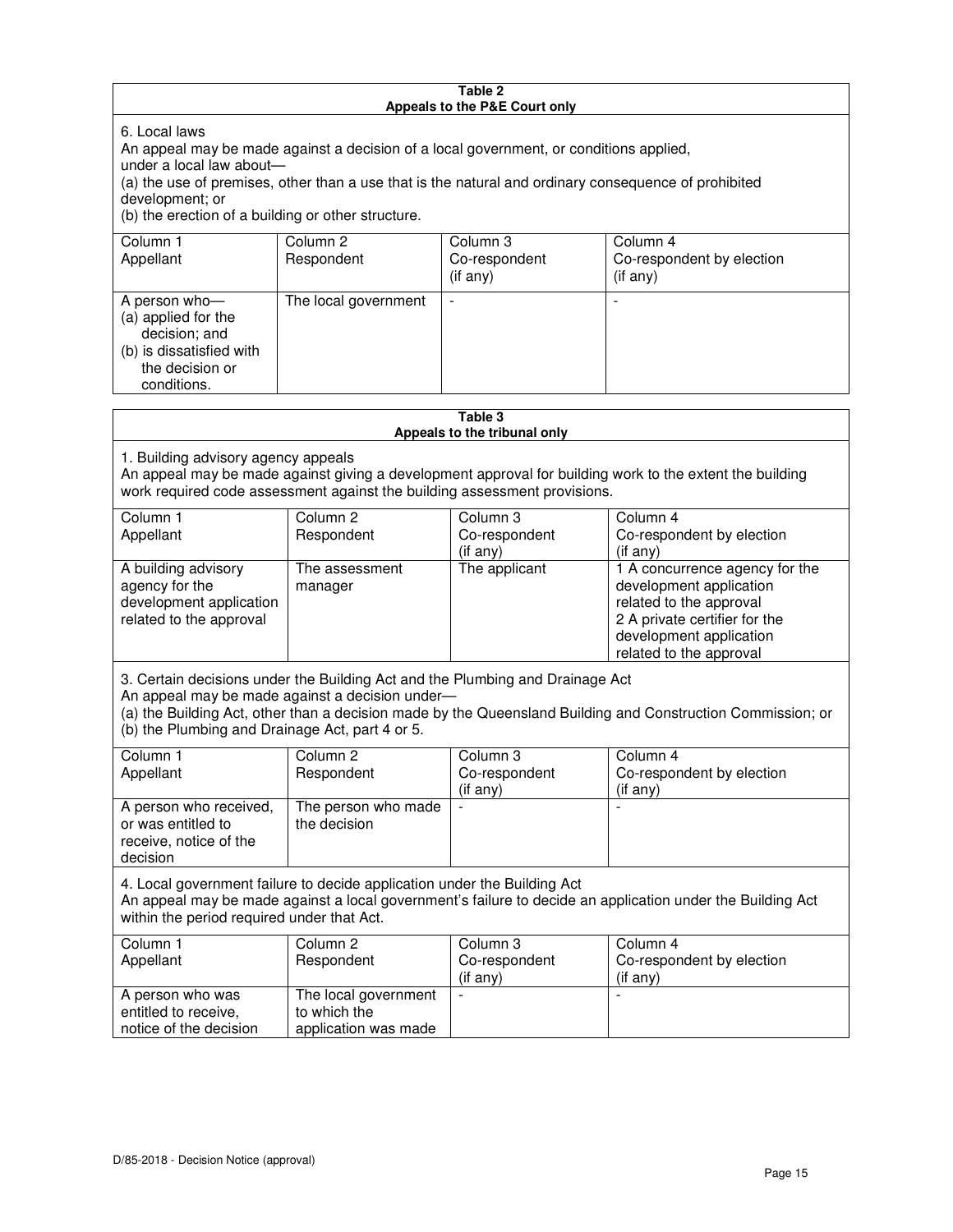**Table 2**
**Appeals to the P&E Court only**

6. Local laws

An appeal may be made against a decision of a local government, or conditions applied, under a local law about—

(a) the use of premises, other than a use that is the natural and ordinary consequence of prohibited development; or

(b) the erection of a building or other structure.

| Column 1<br>Appellant | Column 2<br>Respondent | Column 3<br>Co-respondent<br>(if any) | Column 4<br>Co-respondent by election<br>(if any) |
|---|---|---|---|
| A person who—<br>(a) applied for the decision; and<br>(b) is dissatisfied with the decision or conditions. | The local government | - | - |

**Table 3**
**Appeals to the tribunal only**

1. Building advisory agency appeals

An appeal may be made against giving a development approval for building work to the extent the building work required code assessment against the building assessment provisions.

| Column 1<br>Appellant | Column 2<br>Respondent | Column 3<br>Co-respondent<br>(if any) | Column 4<br>Co-respondent by election<br>(if any) |
|---|---|---|---|
| A building advisory agency for the development application related to the approval | The assessment manager | The applicant | 1 A concurrence agency for the development application related to the approval<br>2 A private certifier for the development application related to the approval |

3. Certain decisions under the Building Act and the Plumbing and Drainage Act

An appeal may be made against a decision under—

(a) the Building Act, other than a decision made by the Queensland Building and Construction Commission; or

(b) the Plumbing and Drainage Act, part 4 or 5.

| Column 1<br>Appellant | Column 2<br>Respondent | Column 3<br>Co-respondent<br>(if any) | Column 4<br>Co-respondent by election<br>(if any) |
|---|---|---|---|
| A person who received, or was entitled to receive, notice of the decision | The person who made the decision | - | - |

4. Local government failure to decide application under the Building Act

An appeal may be made against a local government's failure to decide an application under the Building Act within the period required under that Act.

| Column 1<br>Appellant | Column 2<br>Respondent | Column 3<br>Co-respondent<br>(if any) | Column 4<br>Co-respondent by election<br>(if any) |
|---|---|---|---|
| A person who was entitled to receive, notice of the decision | The local government to which the application was made | - | - |

D/85-2018 - Decision Notice (approval)